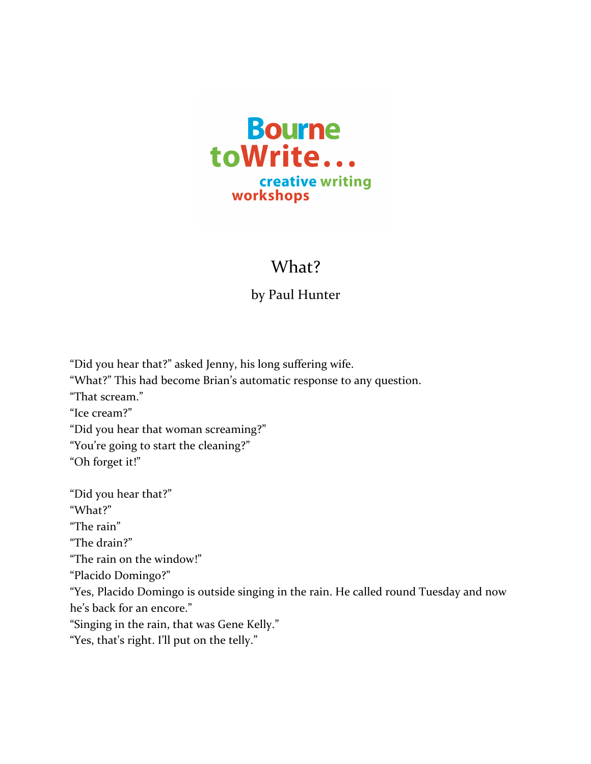Bourne toWrite...

creative writing workshops

# What?

by Paul Hunter

"Did you hear that?" asked Jenny, his long suffering wife.
"What?" This had become Brian's automatic response to any question.
"That scream."
"Ice cream?"
"Did you hear that woman screaming?"
"You're going to start the cleaning?"
"Oh forget it!"

"Did you hear that?"
"What?"
"The rain"
"The drain?"
"The rain on the window!"
"Placido Domingo?"
"Yes, Placido Domingo is outside singing in the rain. He called round Tuesday and now he's back for an encore."
"Singing in the rain, that was Gene Kelly."
"Yes, that's right. I'll put on the telly."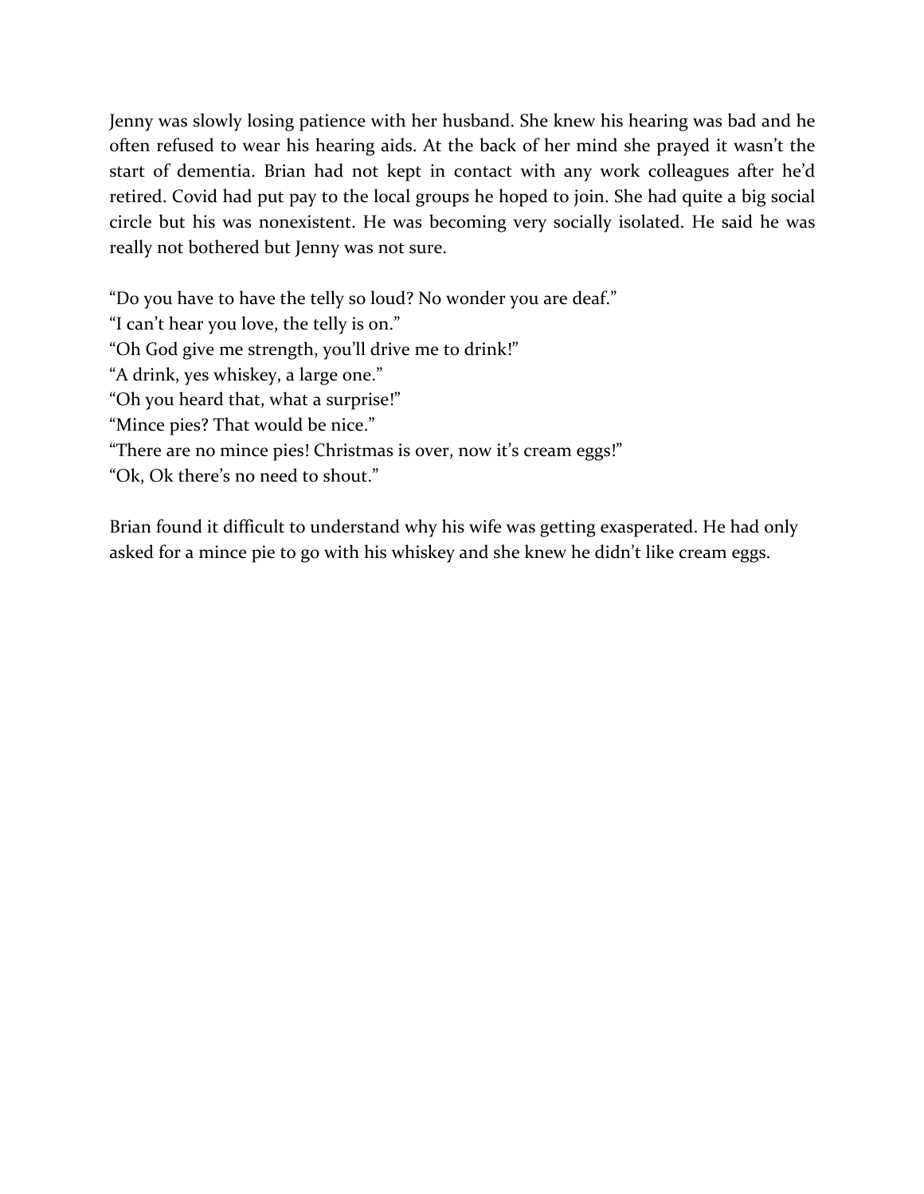Jenny was slowly losing patience with her husband. She knew his hearing was bad and he often refused to wear his hearing aids. At the back of her mind she prayed it wasn't the start of dementia. Brian had not kept in contact with any work colleagues after he'd retired. Covid had put pay to the local groups he hoped to join. She had quite a big social circle but his was nonexistent. He was becoming very socially isolated. He said he was really not bothered but Jenny was not sure.

"Do you have to have the telly so loud? No wonder you are deaf."
"I can't hear you love, the telly is on."
"Oh God give me strength, you'll drive me to drink!"
"A drink, yes whiskey, a large one."
"Oh you heard that, what a surprise!"
"Mince pies? That would be nice."
"There are no mince pies! Christmas is over, now it's cream eggs!"
"Ok, Ok there's no need to shout."

Brian found it difficult to understand why his wife was getting exasperated. He had only asked for a mince pie to go with his whiskey and she knew he didn't like cream eggs.